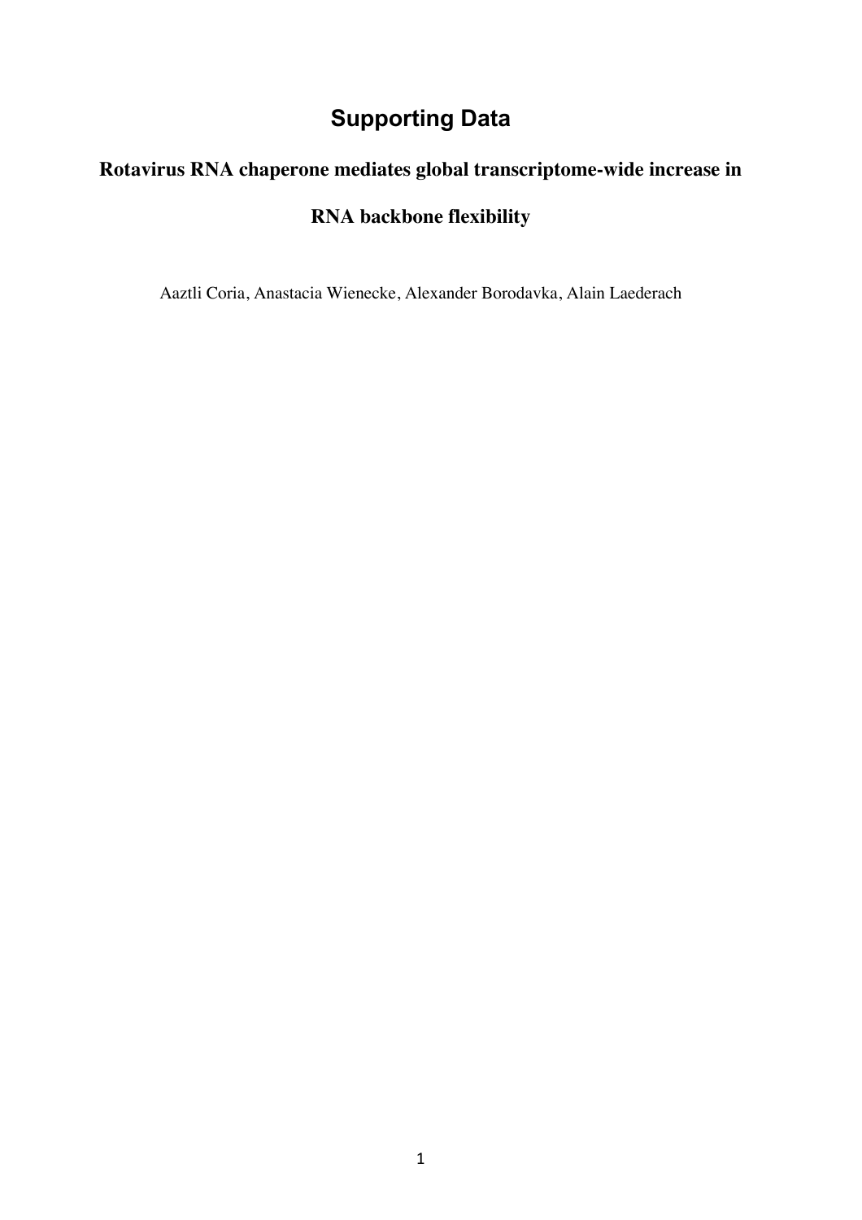# Supporting Data

## Rotavirus RNA chaperone mediates global transcriptome-wide increase in RNA backbone flexibility

Aaztli Coria, Anastacia Wienecke, Alexander Borodavka, Alain Laederach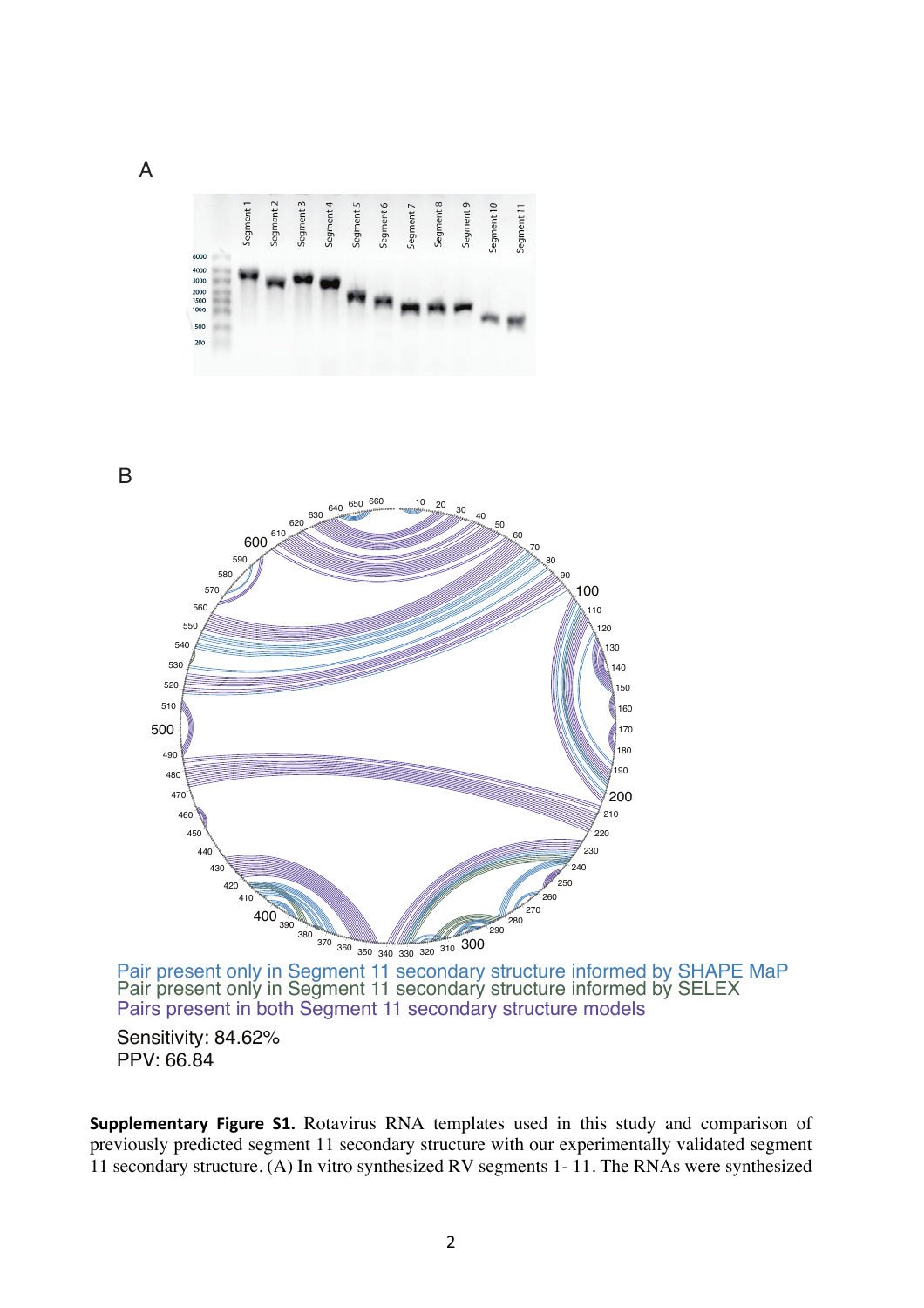A

B

Pair present only in Segment 11 secondary structure informed by SHAPE MaP
Pair present only in Segment 11 secondary structure informed by SELEX
Pairs present in both Segment 11 secondary structure models

Sensitivity: 84.62%
PPV: 66.84

**Supplementary Figure S1.** Rotavirus RNA templates used in this study and comparison of previously predicted segment 11 secondary structure with our experimentally validated segment 11 secondary structure. (A) In vitro synthesized RV segments 1- 11. The RNAs were synthesized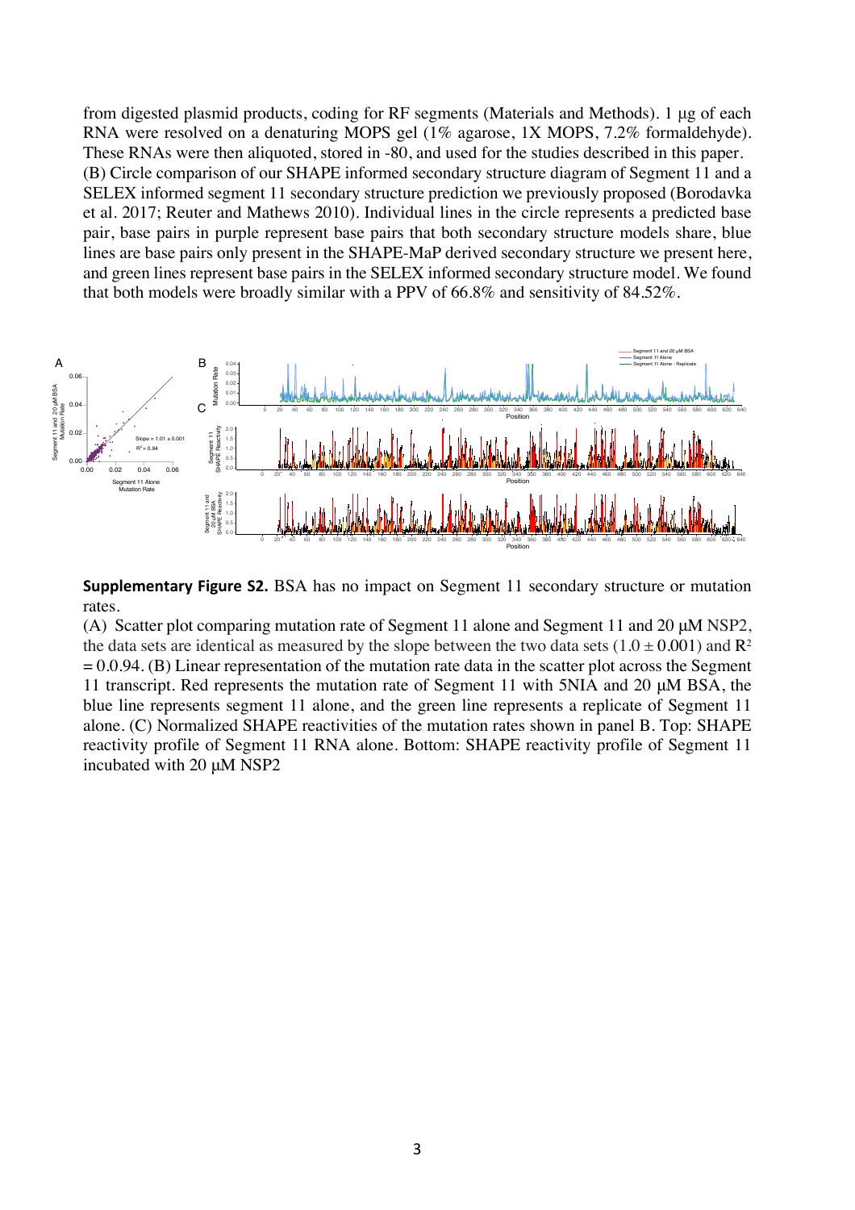from digested plasmid products, coding for RF segments (Materials and Methods). 1 µg of each RNA were resolved on a denaturing MOPS gel (1% agarose, 1X MOPS, 7.2% formaldehyde). These RNAs were then aliquoted, stored in -80, and used for the studies described in this paper.
(B) Circle comparison of our SHAPE informed secondary structure diagram of Segment 11 and a SELEX informed segment 11 secondary structure prediction we previously proposed (Borodavka et al. 2017; Reuter and Mathews 2010). Individual lines in the circle represents a predicted base pair, base pairs in purple represent base pairs that both secondary structure models share, blue lines are base pairs only present in the SHAPE-MaP derived secondary structure we present here, and green lines represent base pairs in the SELEX informed secondary structure model. We found that both models were broadly similar with a PPV of 66.8% and sensitivity of 84.52%.

**Supplementary Figure S2.** BSA has no impact on Segment 11 secondary structure or mutation rates.
(A) Scatter plot comparing mutation rate of Segment 11 alone and Segment 11 and 20 µM NSP2, the data sets are identical as measured by the slope between the two data sets ($1.0 \pm 0.001$) and $R^2 = 0.0.94$. (B) Linear representation of the mutation rate data in the scatter plot across the Segment 11 transcript. Red represents the mutation rate of Segment 11 with 5NIA and 20 µM BSA, the blue line represents segment 11 alone, and the green line represents a replicate of Segment 11 alone. (C) Normalized SHAPE reactivities of the mutation rates shown in panel B. Top: SHAPE reactivity profile of Segment 11 RNA alone. Bottom: SHAPE reactivity profile of Segment 11 incubated with 20 µM NSP2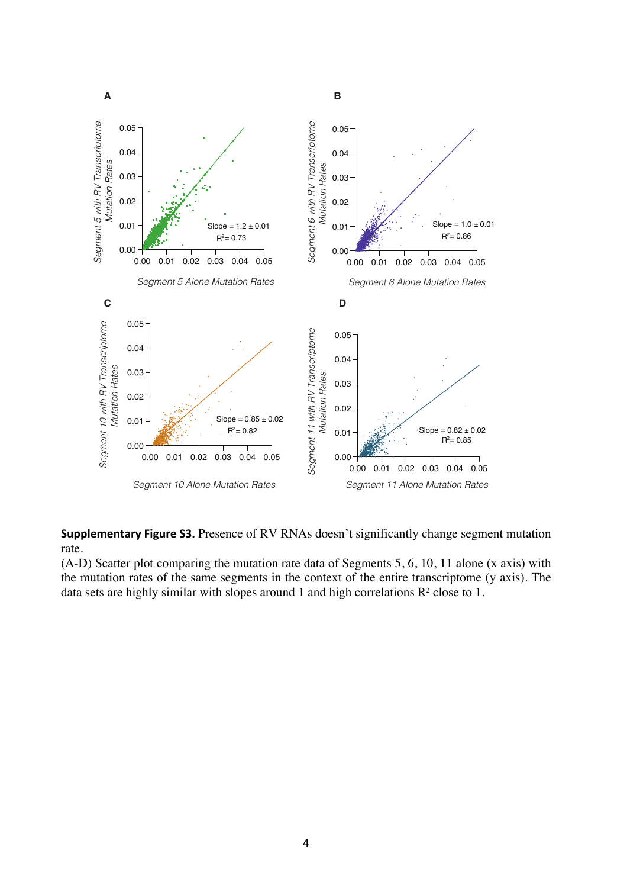**Supplementary Figure S3.** Presence of RV RNAs doesn't significantly change segment mutation rate.

(A-D) Scatter plot comparing the mutation rate data of Segments 5, 6, 10, 11 alone (x axis) with the mutation rates of the same segments in the context of the entire transcriptome (y axis). The data sets are highly similar with slopes around 1 and high correlations $R^2$ close to 1.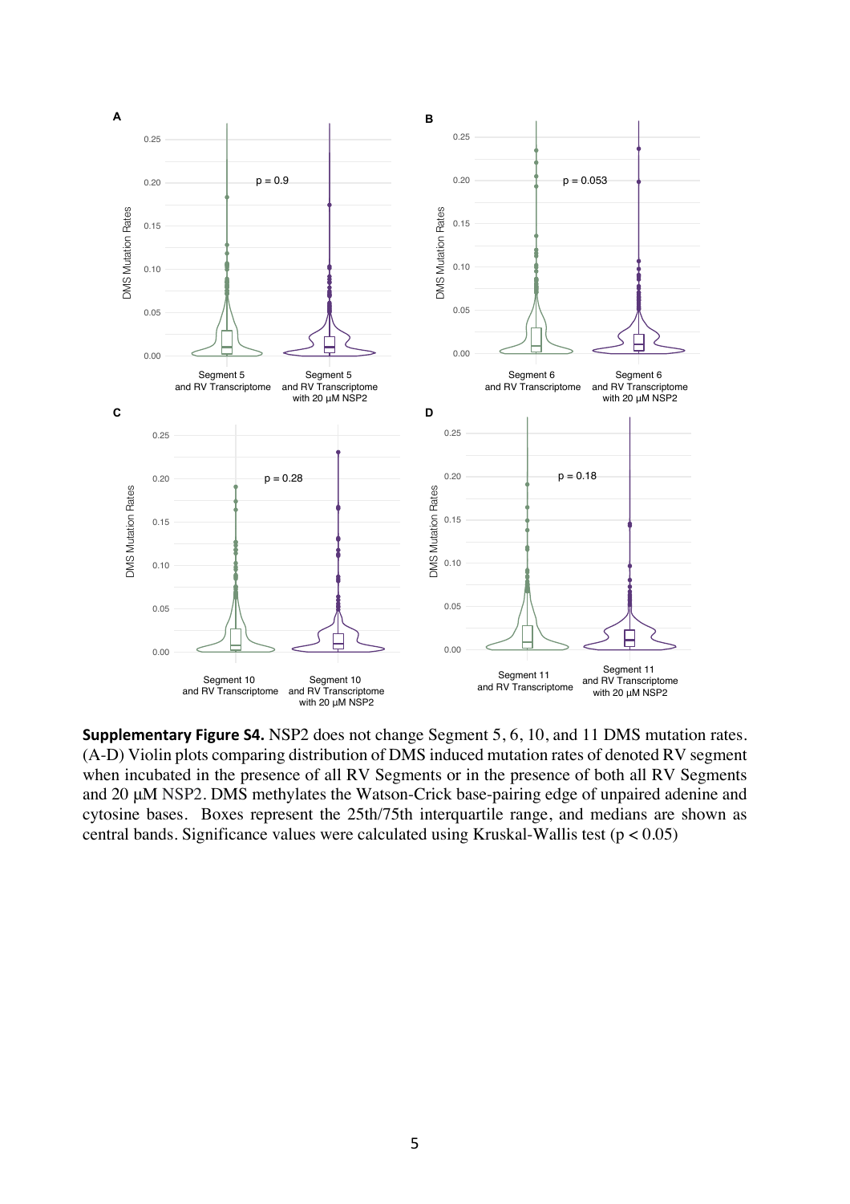**Supplementary Figure S4.** NSP2 does not change Segment 5, 6, 10, and 11 DMS mutation rates. (A-D) Violin plots comparing distribution of DMS induced mutation rates of denoted RV segment when incubated in the presence of all RV Segments or in the presence of both all RV Segments and 20 μM NSP2. DMS methylates the Watson-Crick base-pairing edge of unpaired adenine and cytosine bases. Boxes represent the 25th/75th interquartile range, and medians are shown as central bands. Significance values were calculated using Kruskal-Wallis test ($p < 0.05$)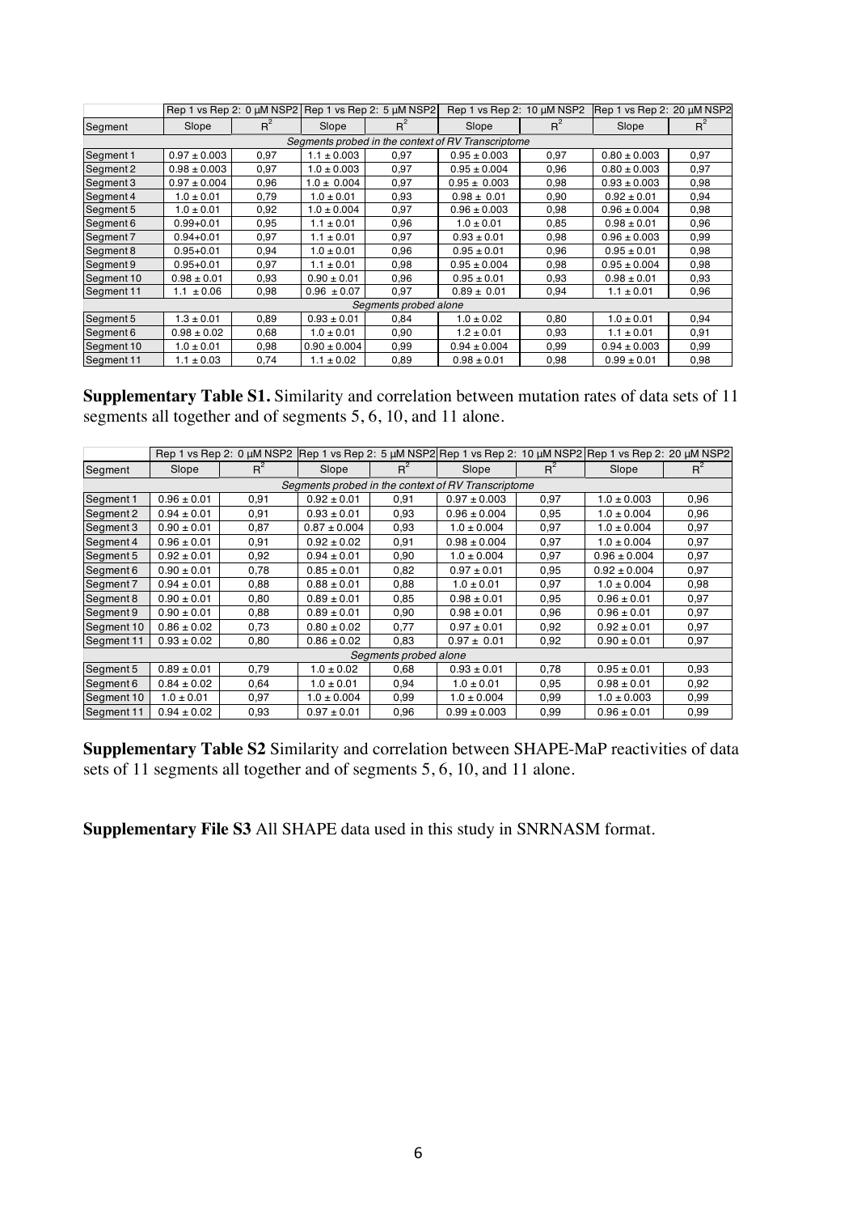| | Rep 1 vs Rep 2: 0 µM NSP2 | | Rep 1 vs Rep 2: 5 µM NSP2 | | Rep 1 vs Rep 2: 10 µM NSP2 | | Rep 1 vs Rep 2: 20 µM NSP2 | |
|---|---|---|---|---|---|---|---|---|
| Segment | Slope | $R^2$ | Slope | $R^2$ | Slope | $R^2$ | Slope | $R^2$ |
| *Segments probed in the context of RV Transcriptome* | | | | | | | | |
| Segment 1 | 0.97 ± 0.003 | 0,97 | 1.1 ± 0.003 | 0,97 | 0.95 ± 0.003 | 0,97 | 0.80 ± 0.003 | 0,97 |
| Segment 2 | 0.98 ± 0.003 | 0,97 | 1.0 ± 0.003 | 0,97 | 0.95 ± 0.004 | 0,96 | 0.80 ± 0.003 | 0,97 |
| Segment 3 | 0.97 ± 0.004 | 0,96 | 1.0 ± 0.004 | 0,97 | 0.95 ± 0.003 | 0,98 | 0.93 ± 0.003 | 0,98 |
| Segment 4 | 1.0 ± 0.01 | 0,79 | 1.0 ± 0.01 | 0,93 | 0.98 ± 0.01 | 0,90 | 0.92 ± 0.01 | 0,94 |
| Segment 5 | 1.0 ± 0.01 | 0,92 | 1.0 ± 0.004 | 0,97 | 0.96 ± 0.003 | 0,98 | 0.96 ± 0.004 | 0,98 |
| Segment 6 | 0.99+0.01 | 0,95 | 1.1 ± 0.01 | 0,96 | 1.0 ± 0.01 | 0,85 | 0.98 ± 0.01 | 0,96 |
| Segment 7 | 0.94+0.01 | 0,97 | 1.1 ± 0.01 | 0,97 | 0.93 ± 0.01 | 0,98 | 0.96 ± 0.003 | 0,99 |
| Segment 8 | 0.95+0.01 | 0,94 | 1.0 ± 0.01 | 0,96 | 0.95 ± 0.01 | 0,96 | 0.95 ± 0.01 | 0,98 |
| Segment 9 | 0.95+0.01 | 0,97 | 1.1 ± 0.01 | 0,98 | 0.95 ± 0.004 | 0,98 | 0.95 ± 0.004 | 0,98 |
| Segment 10 | 0.98 ± 0.01 | 0,93 | 0.90 ± 0.01 | 0,96 | 0.95 ± 0.01 | 0,93 | 0.98 ± 0.01 | 0,93 |
| Segment 11 | 1.1 ± 0.06 | 0,98 | 0.96 ± 0.07 | 0,97 | 0.89 ± 0.01 | 0,94 | 1.1 ± 0.01 | 0,96 |
| *Segments probed alone* | | | | | | | | |
| Segment 5 | 1.3 ± 0.01 | 0,89 | 0.93 ± 0.01 | 0,84 | 1.0 ± 0.02 | 0,80 | 1.0 ± 0.01 | 0,94 |
| Segment 6 | 0.98 ± 0.02 | 0,68 | 1.0 ± 0.01 | 0,90 | 1.2 ± 0.01 | 0,93 | 1.1 ± 0.01 | 0,91 |
| Segment 10 | 1.0 ± 0.01 | 0,98 | 0.90 ± 0.004 | 0,99 | 0.94 ± 0.004 | 0,99 | 0.94 ± 0.003 | 0,99 |
| Segment 11 | 1.1 ± 0.03 | 0,74 | 1.1 ± 0.02 | 0,89 | 0.98 ± 0.01 | 0,98 | 0.99 ± 0.01 | 0,98 |

**Supplementary Table S1.** Similarity and correlation between mutation rates of data sets of 11 segments all together and of segments 5, 6, 10, and 11 alone.

| | Rep 1 vs Rep 2: 0 µM NSP2 | | Rep 1 vs Rep 2: 5 µM NSP2 | | Rep 1 vs Rep 2: 10 µM NSP2 | | Rep 1 vs Rep 2: 20 µM NSP2 | |
|---|---|---|---|---|---|---|---|---|
| Segment | Slope | $R^2$ | Slope | $R^2$ | Slope | $R^2$ | Slope | $R^2$ |
| *Segments probed in the context of RV Transcriptome* | | | | | | | | |
| Segment 1 | 0.96 ± 0.01 | 0,91 | 0.92 ± 0.01 | 0,91 | 0.97 ± 0.003 | 0,97 | 1.0 ± 0.003 | 0,96 |
| Segment 2 | 0.94 ± 0.01 | 0,91 | 0.93 ± 0.01 | 0,93 | 0.96 ± 0.004 | 0,95 | 1.0 ± 0.004 | 0,96 |
| Segment 3 | 0.90 ± 0.01 | 0,87 | 0.87 ± 0.004 | 0,93 | 1.0 ± 0.004 | 0,97 | 1.0 ± 0.004 | 0,97 |
| Segment 4 | 0.96 ± 0.01 | 0,91 | 0.92 ± 0.02 | 0,91 | 0.98 ± 0.004 | 0,97 | 1.0 ± 0.004 | 0,97 |
| Segment 5 | 0.92 ± 0.01 | 0,92 | 0.94 ± 0.01 | 0,90 | 1.0 ± 0.004 | 0,97 | 0.96 ± 0.004 | 0,97 |
| Segment 6 | 0.90 ± 0.01 | 0,78 | 0.85 ± 0.01 | 0,82 | 0.97 ± 0.01 | 0,95 | 0.92 ± 0.004 | 0,97 |
| Segment 7 | 0.94 ± 0.01 | 0,88 | 0.88 ± 0.01 | 0,88 | 1.0 ± 0.01 | 0,97 | 1.0 ± 0.004 | 0,98 |
| Segment 8 | 0.90 ± 0.01 | 0,80 | 0.89 ± 0.01 | 0,85 | 0.98 ± 0.01 | 0,95 | 0.96 ± 0.01 | 0,97 |
| Segment 9 | 0.90 ± 0.01 | 0,88 | 0.89 ± 0.01 | 0,90 | 0.98 ± 0.01 | 0,96 | 0.96 ± 0.01 | 0,97 |
| Segment 10 | 0.86 ± 0.02 | 0,73 | 0.80 ± 0.02 | 0,77 | 0.97 ± 0.01 | 0,92 | 0.92 ± 0.01 | 0,97 |
| Segment 11 | 0.93 ± 0.02 | 0,80 | 0.86 ± 0.02 | 0,83 | 0.97 ± 0.01 | 0,92 | 0.90 ± 0.01 | 0,97 |
| *Segments probed alone* | | | | | | | | |
| Segment 5 | 0.89 ± 0.01 | 0,79 | 1.0 ± 0.02 | 0,68 | 0.93 ± 0.01 | 0,78 | 0.95 ± 0.01 | 0,93 |
| Segment 6 | 0.84 ± 0.02 | 0,64 | 1.0 ± 0.01 | 0,94 | 1.0 ± 0.01 | 0,95 | 0.98 ± 0.01 | 0,92 |
| Segment 10 | 1.0 ± 0.01 | 0,97 | 1.0 ± 0.004 | 0,99 | 1.0 ± 0.004 | 0,99 | 1.0 ± 0.003 | 0,99 |
| Segment 11 | 0.94 ± 0.02 | 0,93 | 0.97 ± 0.01 | 0,96 | 0.99 ± 0.003 | 0,99 | 0.96 ± 0.01 | 0,99 |

**Supplementary Table S2** Similarity and correlation between SHAPE-MaP reactivities of data sets of 11 segments all together and of segments 5, 6, 10, and 11 alone.

**Supplementary File S3** All SHAPE data used in this study in SNRNASM format.